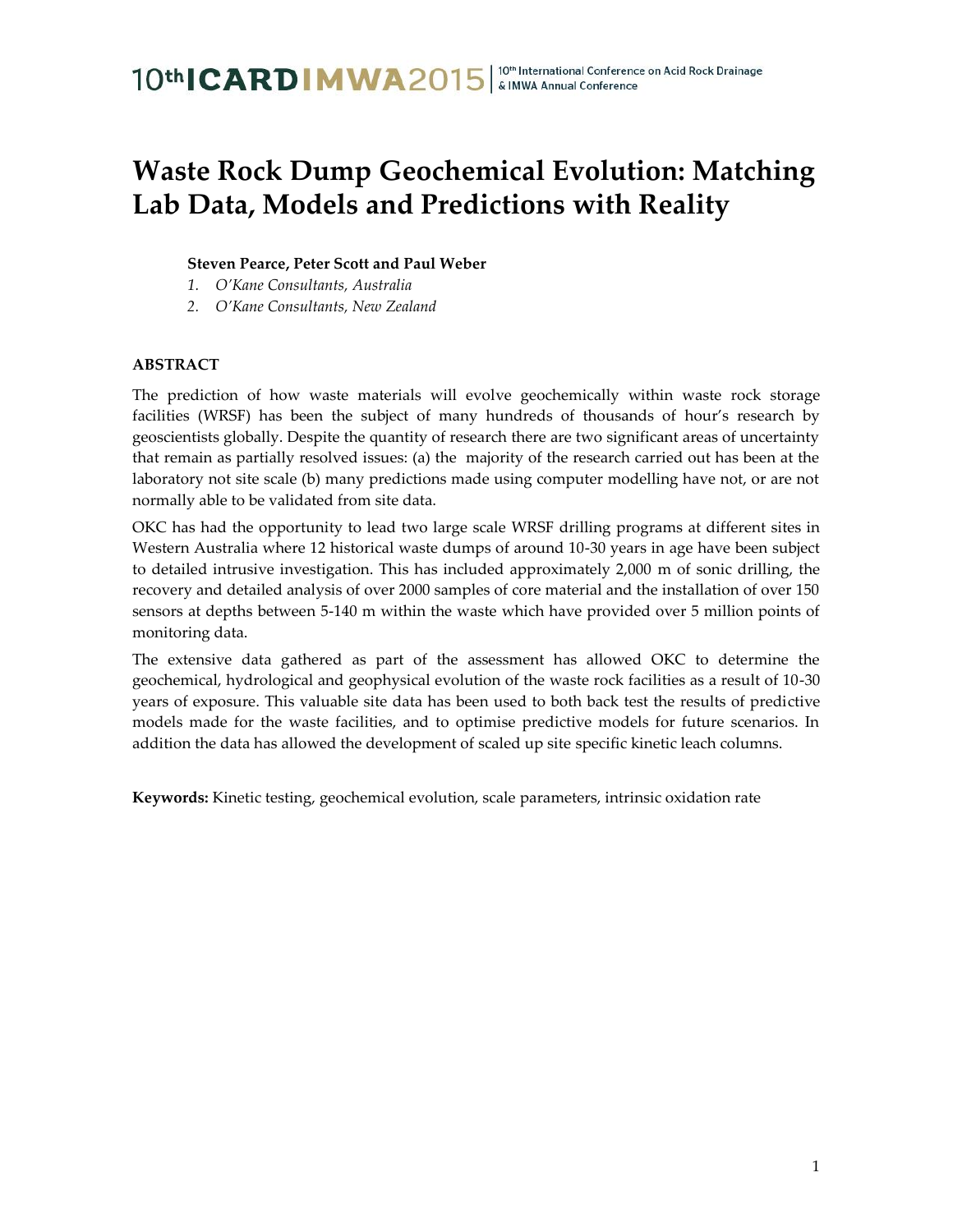# Waste Rock Dump Geochemical Evolution: Matching Lab Data, Models and Predictions with Reality

**Steven Pearce, Peter Scott and Paul Weber**

1. *O'Kane Consultants, Australia*
2. *O'Kane Consultants, New Zealand*

## ABSTRACT

The prediction of how waste materials will evolve geochemically within waste rock storage facilities (WRSF) has been the subject of many hundreds of thousands of hour's research by geoscientists globally. Despite the quantity of research there are two significant areas of uncertainty that remain as partially resolved issues: (a) the majority of the research carried out has been at the laboratory not site scale (b) many predictions made using computer modelling have not, or are not normally able to be validated from site data.

OKC has had the opportunity to lead two large scale WRSF drilling programs at different sites in Western Australia where 12 historical waste dumps of around 10-30 years in age have been subject to detailed intrusive investigation. This has included approximately 2,000 m of sonic drilling, the recovery and detailed analysis of over 2000 samples of core material and the installation of over 150 sensors at depths between 5-140 m within the waste which have provided over 5 million points of monitoring data.

The extensive data gathered as part of the assessment has allowed OKC to determine the geochemical, hydrological and geophysical evolution of the waste rock facilities as a result of 10-30 years of exposure. This valuable site data has been used to both back test the results of predictive models made for the waste facilities, and to optimise predictive models for future scenarios. In addition the data has allowed the development of scaled up site specific kinetic leach columns.

**Keywords:** Kinetic testing, geochemical evolution, scale parameters, intrinsic oxidation rate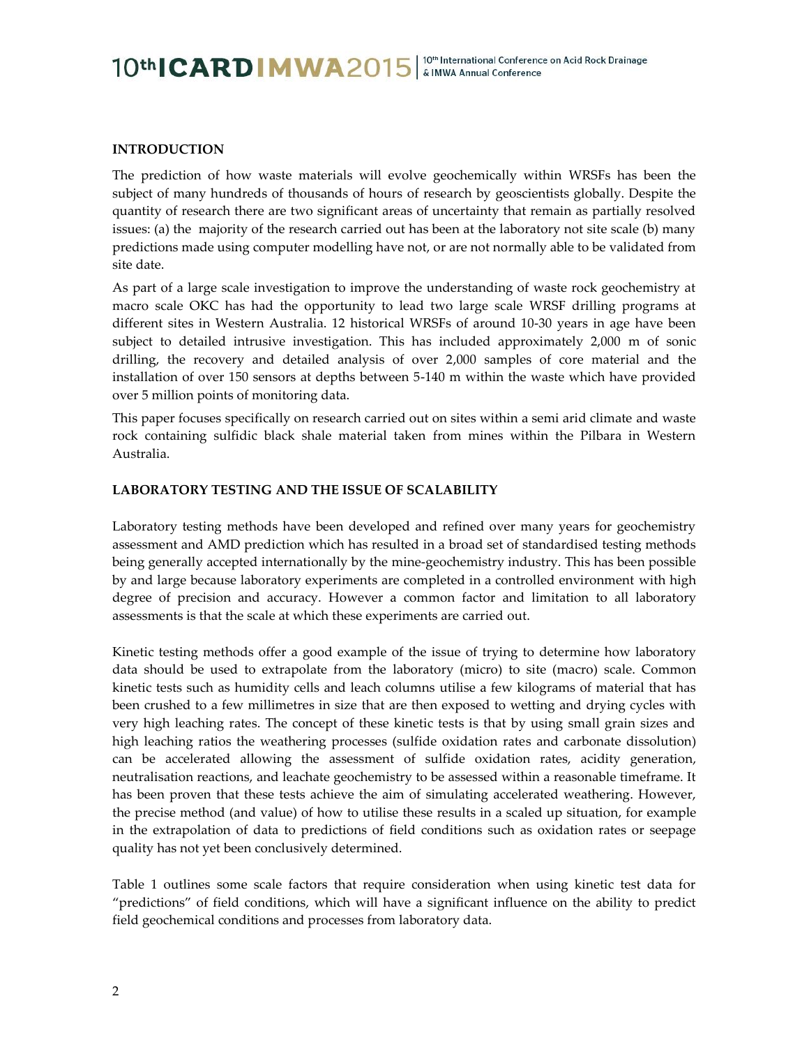## INTRODUCTION

The prediction of how waste materials will evolve geochemically within WRSFs has been the subject of many hundreds of thousands of hours of research by geoscientists globally. Despite the quantity of research there are two significant areas of uncertainty that remain as partially resolved issues: (a) the majority of the research carried out has been at the laboratory not site scale (b) many predictions made using computer modelling have not, or are not normally able to be validated from site date.

As part of a large scale investigation to improve the understanding of waste rock geochemistry at macro scale OKC has had the opportunity to lead two large scale WRSF drilling programs at different sites in Western Australia. 12 historical WRSFs of around 10-30 years in age have been subject to detailed intrusive investigation. This has included approximately 2,000 m of sonic drilling, the recovery and detailed analysis of over 2,000 samples of core material and the installation of over 150 sensors at depths between 5-140 m within the waste which have provided over 5 million points of monitoring data.

This paper focuses specifically on research carried out on sites within a semi arid climate and waste rock containing sulfidic black shale material taken from mines within the Pilbara in Western Australia.

## LABORATORY TESTING AND THE ISSUE OF SCALABILITY

Laboratory testing methods have been developed and refined over many years for geochemistry assessment and AMD prediction which has resulted in a broad set of standardised testing methods being generally accepted internationally by the mine-geochemistry industry. This has been possible by and large because laboratory experiments are completed in a controlled environment with high degree of precision and accuracy. However a common factor and limitation to all laboratory assessments is that the scale at which these experiments are carried out.

Kinetic testing methods offer a good example of the issue of trying to determine how laboratory data should be used to extrapolate from the laboratory (micro) to site (macro) scale. Common kinetic tests such as humidity cells and leach columns utilise a few kilograms of material that has been crushed to a few millimetres in size that are then exposed to wetting and drying cycles with very high leaching rates. The concept of these kinetic tests is that by using small grain sizes and high leaching ratios the weathering processes (sulfide oxidation rates and carbonate dissolution) can be accelerated allowing the assessment of sulfide oxidation rates, acidity generation, neutralisation reactions, and leachate geochemistry to be assessed within a reasonable timeframe. It has been proven that these tests achieve the aim of simulating accelerated weathering. However, the precise method (and value) of how to utilise these results in a scaled up situation, for example in the extrapolation of data to predictions of field conditions such as oxidation rates or seepage quality has not yet been conclusively determined.

Table 1 outlines some scale factors that require consideration when using kinetic test data for "predictions" of field conditions, which will have a significant influence on the ability to predict field geochemical conditions and processes from laboratory data.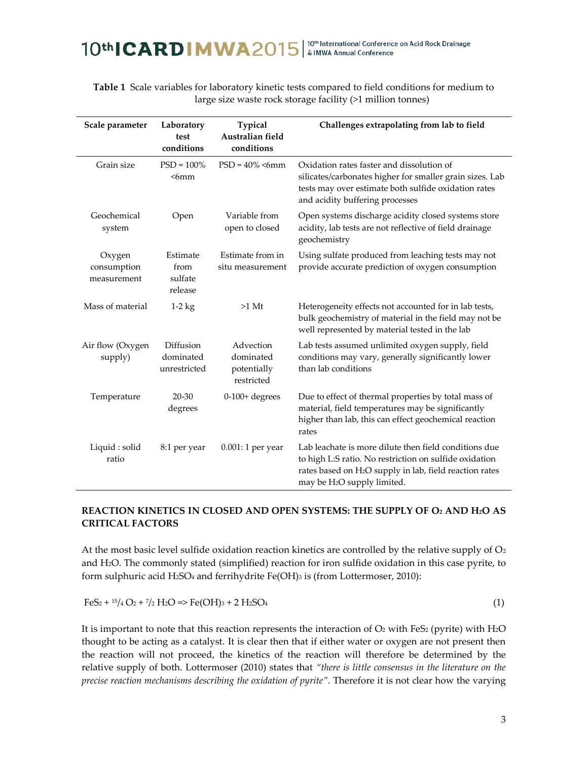**Table 1** Scale variables for laboratory kinetic tests compared to field conditions for medium to large size waste rock storage facility (>1 million tonnes)

| Scale parameter | Laboratory test conditions | Typical Australian field conditions | Challenges extrapolating from lab to field |
|---|---|---|---|
| Grain size | PSD = 100% <6mm | PSD = 40% <6mm | Oxidation rates faster and dissolution of silicates/carbonates higher for smaller grain sizes. Lab tests may over estimate both sulfide oxidation rates and acidity buffering processes |
| Geochemical system | Open | Variable from open to closed | Open systems discharge acidity closed systems store acidity, lab tests are not reflective of field drainage geochemistry |
| Oxygen consumption measurement | Estimate from sulfate release | Estimate from in situ measurement | Using sulfate produced from leaching tests may not provide accurate prediction of oxygen consumption |
| Mass of material | 1-2 kg | >1 Mt | Heterogeneity effects not accounted for in lab tests, bulk geochemistry of material in the field may not be well represented by material tested in the lab |
| Air flow (Oxygen supply) | Diffusion dominated unrestricted | Advection dominated potentially restricted | Lab tests assumed unlimited oxygen supply, field conditions may vary, generally significantly lower than lab conditions |
| Temperature | 20-30 degrees | 0-100+ degrees | Due to effect of thermal properties by total mass of material, field temperatures may be significantly higher than lab, this can effect geochemical reaction rates |
| Liquid : solid ratio | 8:1 per year | 0.001: 1 per year | Lab leachate is more dilute then field conditions due to high L:S ratio. No restriction on sulfide oxidation rates based on $H_2O$ supply in lab, field reaction rates may be $H_2O$ supply limited. |

## REACTION KINETICS IN CLOSED AND OPEN SYSTEMS: THE SUPPLY OF $O_2$ AND $H_2O$ AS CRITICAL FACTORS

At the most basic level sulfide oxidation reaction kinetics are controlled by the relative supply of $O_2$ and $H_2O$. The commonly stated (simplified) reaction for iron sulfide oxidation in this case pyrite, to form sulphuric acid $H_2SO_4$ and ferrihydrite $Fe(OH)_3$ is (from Lottermoser, 2010):

$$FeS_2 + {}^{15}/_{4}\, O_2 + {}^{7}/_{2}\, H_2O \Rightarrow Fe(OH)_3 + 2\, H_2SO_4 \qquad (1)$$

It is important to note that this reaction represents the interaction of $O_2$ with $FeS_2$ (pyrite) with $H_2O$ thought to be acting as a catalyst. It is clear then that if either water or oxygen are not present then the reaction will not proceed, the kinetics of the reaction will therefore be determined by the relative supply of both. Lottermoser (2010) states that *"there is little consensus in the literature on the precise reaction mechanisms describing the oxidation of pyrite"*. Therefore it is not clear how the varying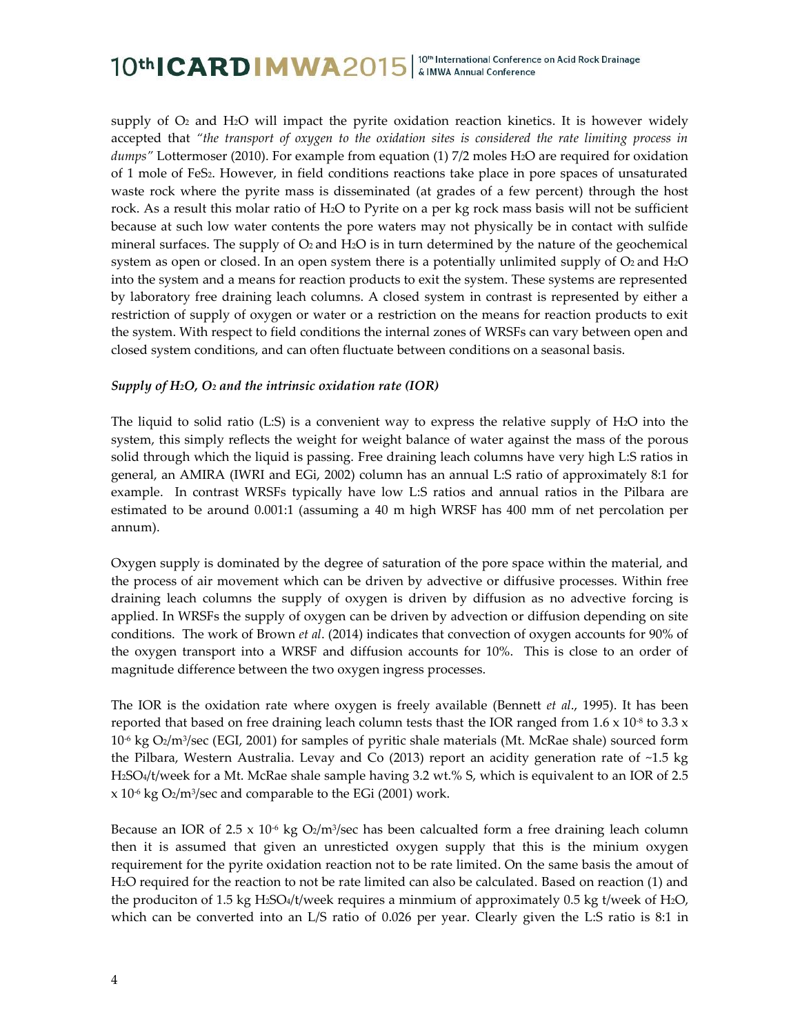supply of $O_2$ and $H_2O$ will impact the pyrite oxidation reaction kinetics. It is however widely accepted that *"the transport of oxygen to the oxidation sites is considered the rate limiting process in dumps"* Lottermoser (2010). For example from equation (1) 7/2 moles $H_2O$ are required for oxidation of 1 mole of $FeS_2$. However, in field conditions reactions take place in pore spaces of unsaturated waste rock where the pyrite mass is disseminated (at grades of a few percent) through the host rock. As a result this molar ratio of $H_2O$ to Pyrite on a per kg rock mass basis will not be sufficient because at such low water contents the pore waters may not physically be in contact with sulfide mineral surfaces. The supply of $O_2$ and $H_2O$ is in turn determined by the nature of the geochemical system as open or closed. In an open system there is a potentially unlimited supply of $O_2$ and $H_2O$ into the system and a means for reaction products to exit the system. These systems are represented by laboratory free draining leach columns. A closed system in contrast is represented by either a restriction of supply of oxygen or water or a restriction on the means for reaction products to exit the system. With respect to field conditions the internal zones of WRSFs can vary between open and closed system conditions, and can often fluctuate between conditions on a seasonal basis.

### *Supply of $H_2O$, $O_2$ and the intrinsic oxidation rate (IOR)*

The liquid to solid ratio (L:S) is a convenient way to express the relative supply of $H_2O$ into the system, this simply reflects the weight for weight balance of water against the mass of the porous solid through which the liquid is passing. Free draining leach columns have very high L:S ratios in general, an AMIRA (IWRI and EGi, 2002) column has an annual L:S ratio of approximately 8:1 for example. In contrast WRSFs typically have low L:S ratios and annual ratios in the Pilbara are estimated to be around 0.001:1 (assuming a 40 m high WRSF has 400 mm of net percolation per annum).

Oxygen supply is dominated by the degree of saturation of the pore space within the material, and the process of air movement which can be driven by advective or diffusive processes. Within free draining leach columns the supply of oxygen is driven by diffusion as no advective forcing is applied. In WRSFs the supply of oxygen can be driven by advection or diffusion depending on site conditions. The work of Brown *et al*. (2014) indicates that convection of oxygen accounts for 90% of the oxygen transport into a WRSF and diffusion accounts for 10%. This is close to an order of magnitude difference between the two oxygen ingress processes.

The IOR is the oxidation rate where oxygen is freely available (Bennett *et al*., 1995). It has been reported that based on free draining leach column tests thast the IOR ranged from $1.6 \times 10^{-8}$ to $3.3 \times 10^{-6}$ kg $O_2$/m$^3$/sec (EGI, 2001) for samples of pyritic shale materials (Mt. McRae shale) sourced form the Pilbara, Western Australia. Levay and Co (2013) report an acidity generation rate of ~1.5 kg $H_2SO_4$/t/week for a Mt. McRae shale sample having 3.2 wt.% S, which is equivalent to an IOR of 2.5 $\times 10^{-6}$ kg $O_2$/m$^3$/sec and comparable to the EGi (2001) work.

Because an IOR of $2.5 \times 10^{-6}$ kg $O_2$/m$^3$/sec has been calcualted form a free draining leach column then it is assumed that given an unresticted oxygen supply that this is the minium oxygen requirement for the pyrite oxidation reaction not to be rate limited. On the same basis the amout of $H_2O$ required for the reaction to not be rate limited can also be calculated. Based on reaction (1) and the produciton of 1.5 kg $H_2SO_4$/t/week requires a minmium of approximately 0.5 kg t/week of $H_2O$, which can be converted into an L/S ratio of 0.026 per year. Clearly given the L:S ratio is 8:1 in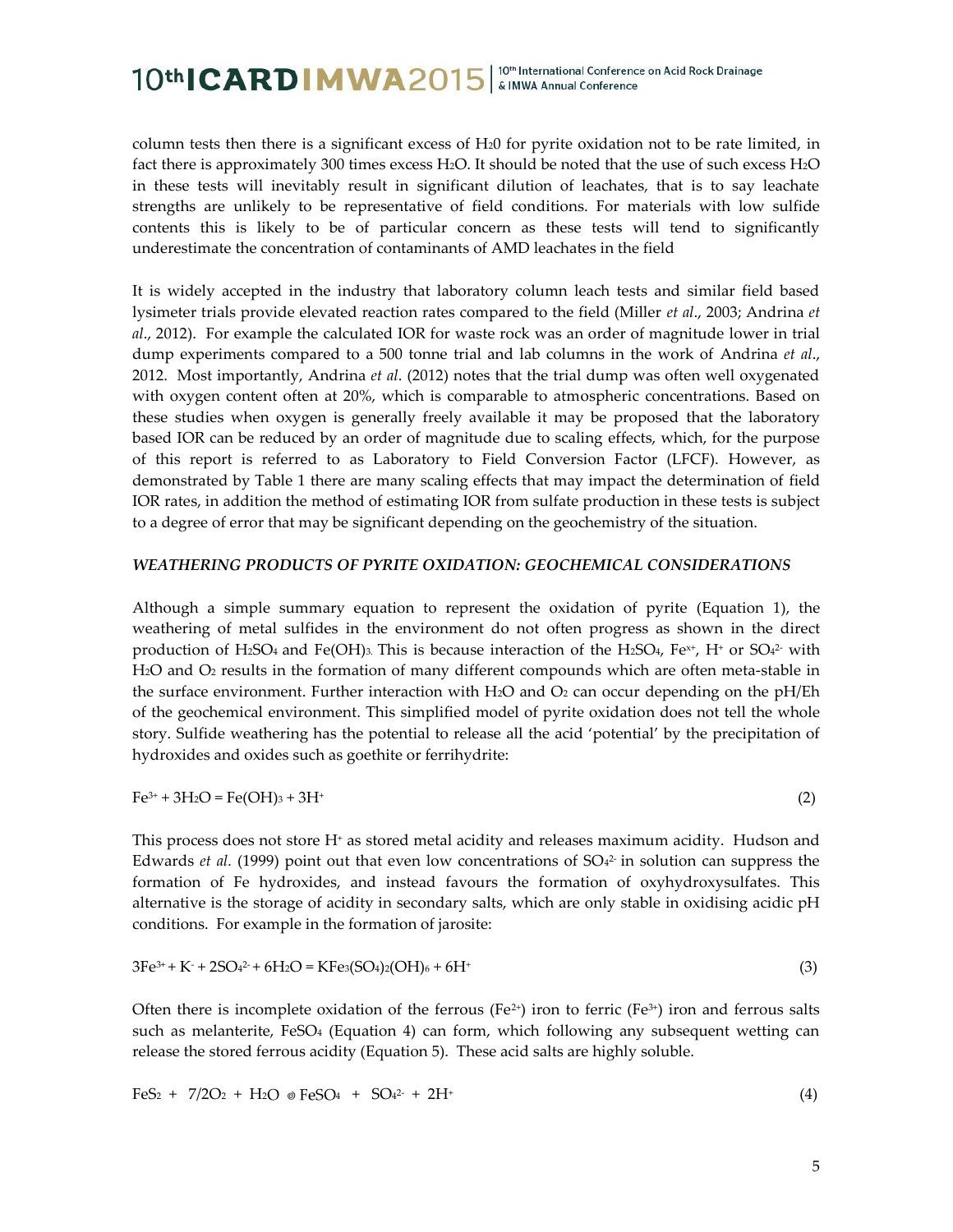column tests then there is a significant excess of $H_20$ for pyrite oxidation not to be rate limited, in fact there is approximately 300 times excess $H_2O$. It should be noted that the use of such excess $H_2O$ in these tests will inevitably result in significant dilution of leachates, that is to say leachate strengths are unlikely to be representative of field conditions. For materials with low sulfide contents this is likely to be of particular concern as these tests will tend to significantly underestimate the concentration of contaminants of AMD leachates in the field

It is widely accepted in the industry that laboratory column leach tests and similar field based lysimeter trials provide elevated reaction rates compared to the field (Miller *et al*., 2003; Andrina *et al*., 2012). For example the calculated IOR for waste rock was an order of magnitude lower in trial dump experiments compared to a 500 tonne trial and lab columns in the work of Andrina *et al*., 2012. Most importantly, Andrina *et al*. (2012) notes that the trial dump was often well oxygenated with oxygen content often at 20%, which is comparable to atmospheric concentrations. Based on these studies when oxygen is generally freely available it may be proposed that the laboratory based IOR can be reduced by an order of magnitude due to scaling effects, which, for the purpose of this report is referred to as Laboratory to Field Conversion Factor (LFCF). However, as demonstrated by Table 1 there are many scaling effects that may impact the determination of field IOR rates, in addition the method of estimating IOR from sulfate production in these tests is subject to a degree of error that may be significant depending on the geochemistry of the situation.

### *WEATHERING PRODUCTS OF PYRITE OXIDATION: GEOCHEMICAL CONSIDERATIONS*

Although a simple summary equation to represent the oxidation of pyrite (Equation 1), the weathering of metal sulfides in the environment do not often progress as shown in the direct production of $H_2SO_4$ and $Fe(OH)_3$. This is because interaction of the $H_2SO_4$, $Fe^{x+}$, $H^+$ or $SO_4^{2-}$ with $H_2O$ and $O_2$ results in the formation of many different compounds which are often meta-stable in the surface environment. Further interaction with $H_2O$ and $O_2$ can occur depending on the pH/Eh of the geochemical environment. This simplified model of pyrite oxidation does not tell the whole story. Sulfide weathering has the potential to release all the acid 'potential' by the precipitation of hydroxides and oxides such as goethite or ferrihydrite:

$$Fe^{3+} + 3H_2O = Fe(OH)_3 + 3H^+ \tag{2}$$

This process does not store $H^+$ as stored metal acidity and releases maximum acidity. Hudson and Edwards *et al.* (1999) point out that even low concentrations of $SO_4^{2-}$ in solution can suppress the formation of Fe hydroxides, and instead favours the formation of oxyhydroxysulfates. This alternative is the storage of acidity in secondary salts, which are only stable in oxidising acidic pH conditions. For example in the formation of jarosite:

$$3Fe^{3+} + K^- + 2SO_4^{2-} + 6H_2O = KFe_3(SO_4)_2(OH)_6 + 6H^+ \tag{3}$$

Often there is incomplete oxidation of the ferrous ($Fe^{2+}$) iron to ferric ($Fe^{3+}$) iron and ferrous salts such as melanterite, $FeSO_4$ (Equation 4) can form, which following any subsequent wetting can release the stored ferrous acidity (Equation 5). These acid salts are highly soluble.

$$FeS_2 + 7/2O_2 + H_2O \rightarrow FeSO_4 + SO_4^{2-} + 2H^+ \tag{4}$$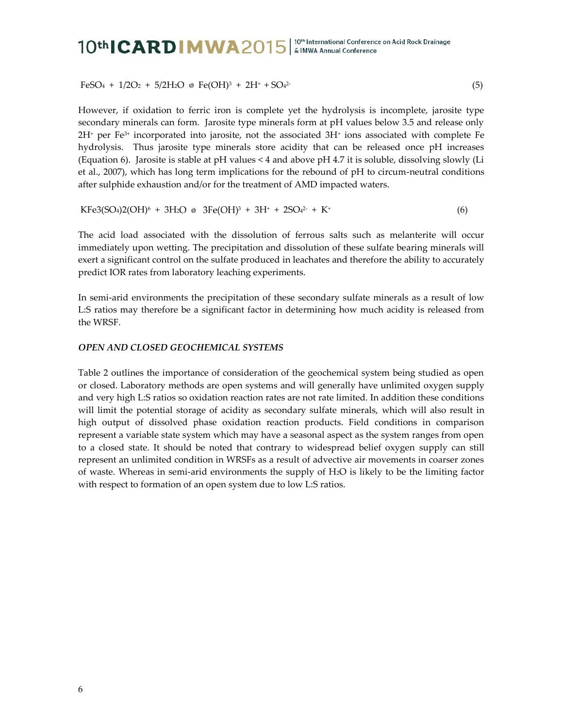$$FeSO_4 + 1/2O_2 + 5/2H_2O \rightarrow Fe(OH)^3 + 2H^+ + SO_4^{2-} \quad (5)$$

However, if oxidation to ferric iron is complete yet the hydrolysis is incomplete, jarosite type secondary minerals can form. Jarosite type minerals form at pH values below 3.5 and release only $2H^+$ per $Fe^{3+}$ incorporated into jarosite, not the associated $3H^+$ ions associated with complete Fe hydrolysis. Thus jarosite type minerals store acidity that can be released once pH increases (Equation 6). Jarosite is stable at pH values < 4 and above pH 4.7 it is soluble, dissolving slowly (Li et al., 2007), which has long term implications for the rebound of pH to circum-neutral conditions after sulphide exhaustion and/or for the treatment of AMD impacted waters.

$$KFe3(SO_4)2(OH)^6 + 3H_2O \rightarrow 3Fe(OH)^3 + 3H^+ + 2SO_4^{2-} + K^+ \quad (6)$$

The acid load associated with the dissolution of ferrous salts such as melanterite will occur immediately upon wetting. The precipitation and dissolution of these sulfate bearing minerals will exert a significant control on the sulfate produced in leachates and therefore the ability to accurately predict IOR rates from laboratory leaching experiments.

In semi-arid environments the precipitation of these secondary sulfate minerals as a result of low L:S ratios may therefore be a significant factor in determining how much acidity is released from the WRSF.

***OPEN AND CLOSED GEOCHEMICAL SYSTEMS***

Table 2 outlines the importance of consideration of the geochemical system being studied as open or closed. Laboratory methods are open systems and will generally have unlimited oxygen supply and very high L:S ratios so oxidation reaction rates are not rate limited. In addition these conditions will limit the potential storage of acidity as secondary sulfate minerals, which will also result in high output of dissolved phase oxidation reaction products. Field conditions in comparison represent a variable state system which may have a seasonal aspect as the system ranges from open to a closed state. It should be noted that contrary to widespread belief oxygen supply can still represent an unlimited condition in WRSFs as a result of advective air movements in coarser zones of waste. Whereas in semi-arid environments the supply of $H_2O$ is likely to be the limiting factor with respect to formation of an open system due to low L:S ratios.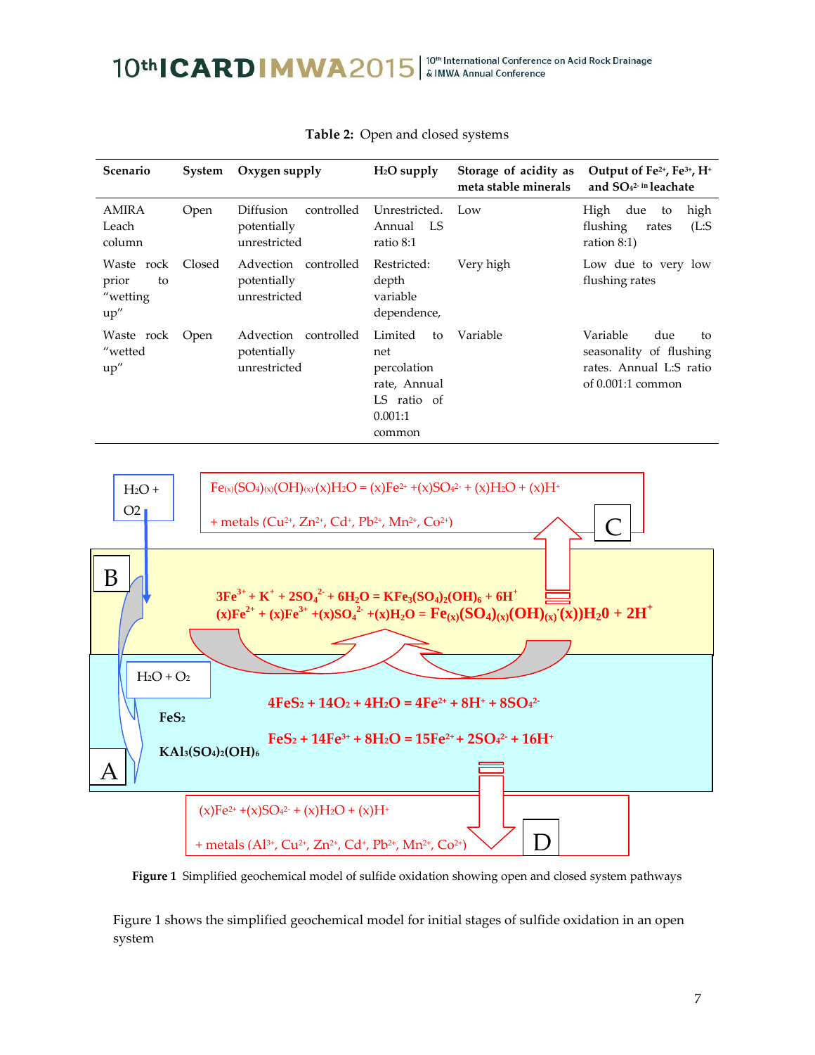**Table 2:** Open and closed systems

| Scenario | System | Oxygen supply | $H_2O$ supply | Storage of acidity as meta stable minerals | Output of $Fe^{2+}$, $Fe^{3+}$, $H^+$ and $SO_4^{2-}$ in leachate |
|---|---|---|---|---|---|
| AMIRA Leach column | Open | Diffusion controlled potentially unrestricted | Unrestricted. Annual LS ratio 8:1 | Low | High due to high flushing rates (L:S ration 8:1) |
| Waste rock prior to "wetting up" | Closed | Advection controlled potentially unrestricted | Restricted: depth variable dependence, | Very high | Low due to very low flushing rates |
| Waste rock "wetted up" | Open | Advection controlled potentially unrestricted | Limited to net percolation rate, Annual LS ratio of 0.001:1 common | Variable | Variable due to seasonality of flushing rates. Annual L:S ratio of 0.001:1 common |

$H_2O$ + O2

C: $Fe_{(x)}(SO_4)_{(x)}(OH)_{(x)}\cdot(x)H_2O = (x)Fe^{2+} + (x)SO_4^{2-} + (x)H_2O + (x)H^+$ + metals ($Cu^{2+}$, $Zn^{2+}$, $Cd^+$, $Pb^{2+}$, $Mn^{2+}$, $Co^{2+}$)

B:

$$3Fe^{3+} + K^+ + 2SO_4^{2-} + 6H_2O = KFe_3(SO_4)_2(OH)_6 + 6H^+$$

$$(x)Fe^{2+} + (x)Fe^{3+} + (x)SO_4^{2-} + (x)H_2O = Fe_{(x)}(SO_4)_{(x)}(OH)_{(x)}\cdot(x))H_20 + 2H^+$$

A: $H_2O + O_2$

$FeS_2$

$KAl_3(SO_4)_2(OH)_6$

$$4FeS_2 + 14O_2 + 4H_2O = 4Fe^{2+} + 8H^+ + 8SO_4^{2-}$$

$$FeS_2 + 14Fe^{3+} + 8H_2O = 15Fe^{2+} + 2SO_4^{2-} + 16H^+$$

D: $(x)Fe^{2+} + (x)SO_4^{2-} + (x)H_2O + (x)H^+$ + metals ($Al^{3+}$, $Cu^{2+}$, $Zn^{2+}$, $Cd^+$, $Pb^{2+}$, $Mn^{2+}$, $Co^{2+}$)

**Figure 1** Simplified geochemical model of sulfide oxidation showing open and closed system pathways

Figure 1 shows the simplified geochemical model for initial stages of sulfide oxidation in an open system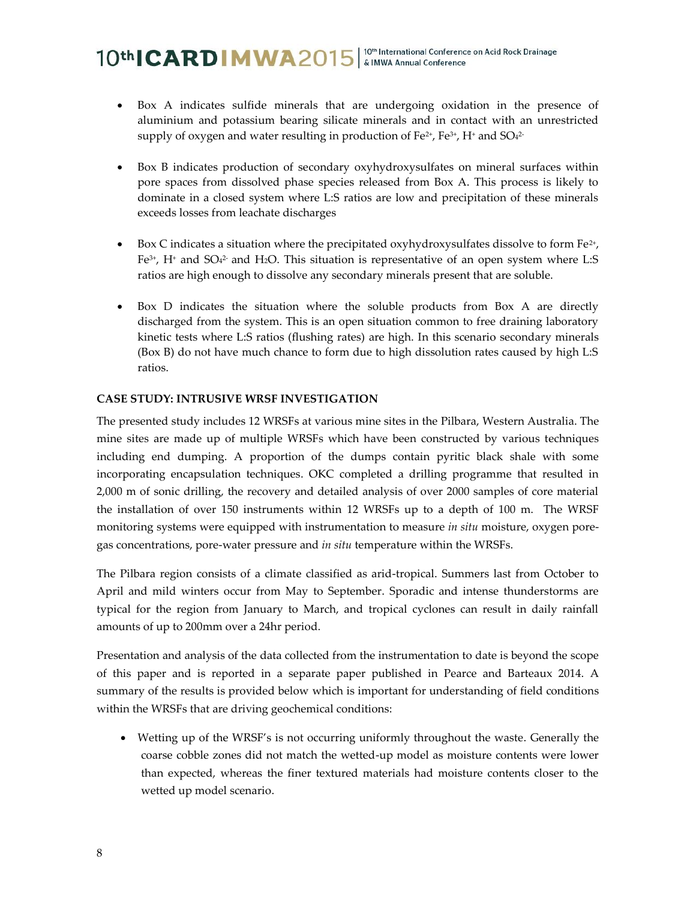- Box A indicates sulfide minerals that are undergoing oxidation in the presence of aluminium and potassium bearing silicate minerals and in contact with an unrestricted supply of oxygen and water resulting in production of $Fe^{2+}$, $Fe^{3+}$, $H^{+}$ and $SO_4^{2-}$

- Box B indicates production of secondary oxyhydroxysulfates on mineral surfaces within pore spaces from dissolved phase species released from Box A. This process is likely to dominate in a closed system where L:S ratios are low and precipitation of these minerals exceeds losses from leachate discharges

- Box C indicates a situation where the precipitated oxyhydroxysulfates dissolve to form $Fe^{2+}$, $Fe^{3+}$, $H^{+}$ and $SO_4^{2-}$ and $H_2O$. This situation is representative of an open system where L:S ratios are high enough to dissolve any secondary minerals present that are soluble.

- Box D indicates the situation where the soluble products from Box A are directly discharged from the system. This is an open situation common to free draining laboratory kinetic tests where L:S ratios (flushing rates) are high. In this scenario secondary minerals (Box B) do not have much chance to form due to high dissolution rates caused by high L:S ratios.

**CASE STUDY: INTRUSIVE WRSF INVESTIGATION**

The presented study includes 12 WRSFs at various mine sites in the Pilbara, Western Australia. The mine sites are made up of multiple WRSFs which have been constructed by various techniques including end dumping. A proportion of the dumps contain pyritic black shale with some incorporating encapsulation techniques. OKC completed a drilling programme that resulted in 2,000 m of sonic drilling, the recovery and detailed analysis of over 2000 samples of core material the installation of over 150 instruments within 12 WRSFs up to a depth of 100 m. The WRSF monitoring systems were equipped with instrumentation to measure *in situ* moisture, oxygen pore-gas concentrations, pore-water pressure and *in situ* temperature within the WRSFs.

The Pilbara region consists of a climate classified as arid-tropical. Summers last from October to April and mild winters occur from May to September. Sporadic and intense thunderstorms are typical for the region from January to March, and tropical cyclones can result in daily rainfall amounts of up to 200mm over a 24hr period.

Presentation and analysis of the data collected from the instrumentation to date is beyond the scope of this paper and is reported in a separate paper published in Pearce and Barteaux 2014. A summary of the results is provided below which is important for understanding of field conditions within the WRSFs that are driving geochemical conditions:

- Wetting up of the WRSF's is not occurring uniformly throughout the waste. Generally the coarse cobble zones did not match the wetted-up model as moisture contents were lower than expected, whereas the finer textured materials had moisture contents closer to the wetted up model scenario.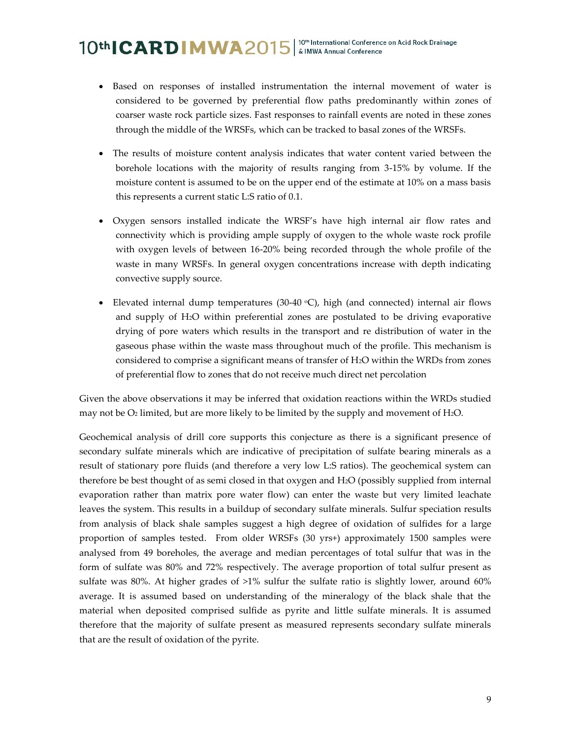- Based on responses of installed instrumentation the internal movement of water is considered to be governed by preferential flow paths predominantly within zones of coarser waste rock particle sizes. Fast responses to rainfall events are noted in these zones through the middle of the WRSFs, which can be tracked to basal zones of the WRSFs.

- The results of moisture content analysis indicates that water content varied between the borehole locations with the majority of results ranging from 3-15% by volume. If the moisture content is assumed to be on the upper end of the estimate at 10% on a mass basis this represents a current static L:S ratio of 0.1.

- Oxygen sensors installed indicate the WRSF's have high internal air flow rates and connectivity which is providing ample supply of oxygen to the whole waste rock profile with oxygen levels of between 16-20% being recorded through the whole profile of the waste in many WRSFs. In general oxygen concentrations increase with depth indicating convective supply source.

- Elevated internal dump temperatures (30-40 $^{o}C$), high (and connected) internal air flows and supply of $H_2O$ within preferential zones are postulated to be driving evaporative drying of pore waters which results in the transport and re distribution of water in the gaseous phase within the waste mass throughout much of the profile. This mechanism is considered to comprise a significant means of transfer of $H_2O$ within the WRDs from zones of preferential flow to zones that do not receive much direct net percolation

Given the above observations it may be inferred that oxidation reactions within the WRDs studied may not be $O_2$ limited, but are more likely to be limited by the supply and movement of $H_2O$.

Geochemical analysis of drill core supports this conjecture as there is a significant presence of secondary sulfate minerals which are indicative of precipitation of sulfate bearing minerals as a result of stationary pore fluids (and therefore a very low L:S ratios). The geochemical system can therefore be best thought of as semi closed in that oxygen and $H_2O$ (possibly supplied from internal evaporation rather than matrix pore water flow) can enter the waste but very limited leachate leaves the system. This results in a buildup of secondary sulfate minerals. Sulfur speciation results from analysis of black shale samples suggest a high degree of oxidation of sulfides for a large proportion of samples tested. From older WRSFs (30 yrs+) approximately 1500 samples were analysed from 49 boreholes, the average and median percentages of total sulfur that was in the form of sulfate was 80% and 72% respectively. The average proportion of total sulfur present as sulfate was 80%. At higher grades of >1% sulfur the sulfate ratio is slightly lower, around 60% average. It is assumed based on understanding of the mineralogy of the black shale that the material when deposited comprised sulfide as pyrite and little sulfate minerals. It is assumed therefore that the majority of sulfate present as measured represents secondary sulfate minerals that are the result of oxidation of the pyrite.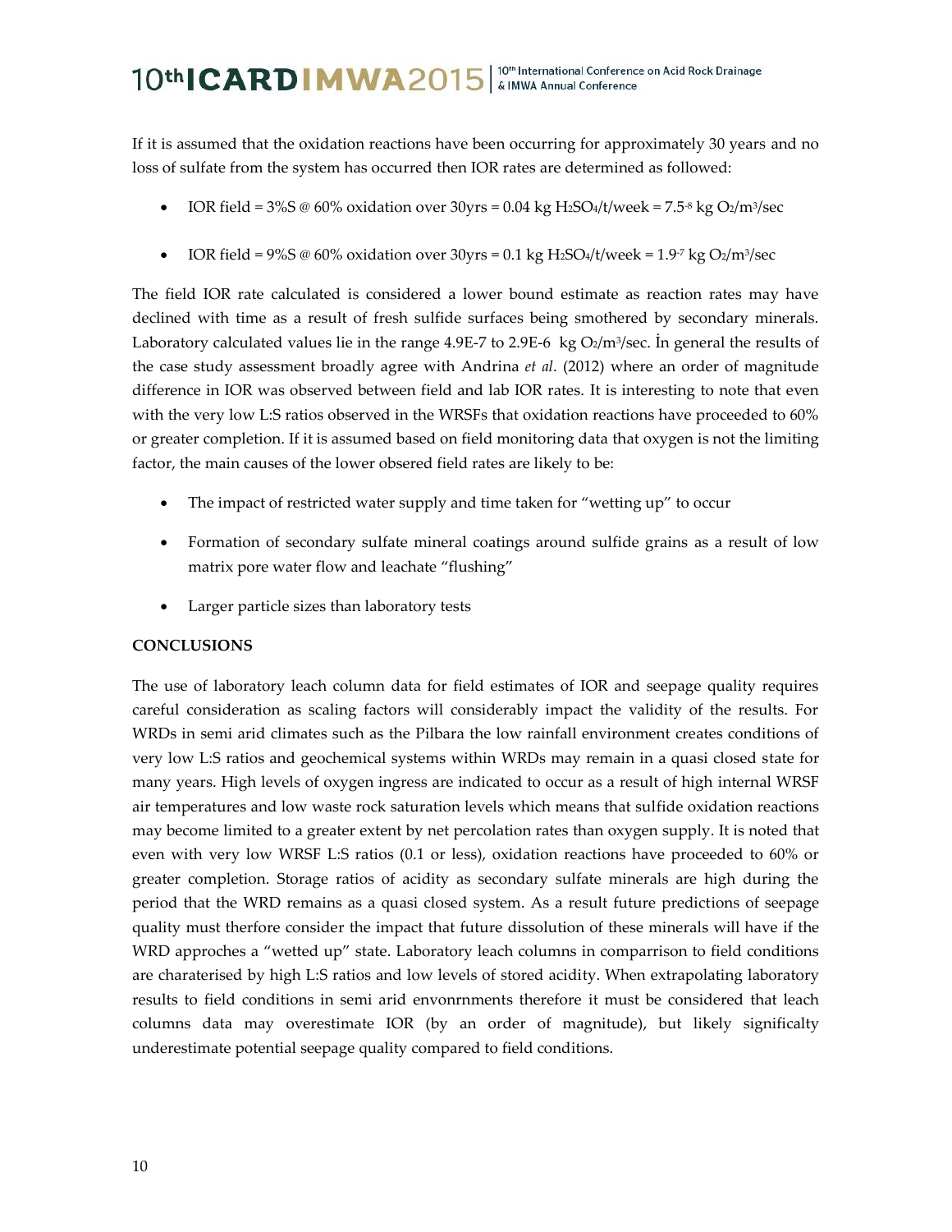If it is assumed that the oxidation reactions have been occurring for approximately 30 years and no loss of sulfate from the system has occurred then IOR rates are determined as followed:

- IOR field = 3%S @ 60% oxidation over 30yrs = 0.04 kg $H_2SO_4$/t/week = $7.5^{-8}$ kg $O_2/m^3$/sec

- IOR field = 9%S @ 60% oxidation over 30yrs = 0.1 kg $H_2SO_4$/t/week = $1.9^{-7}$ kg $O_2/m^3$/sec

The field IOR rate calculated is considered a lower bound estimate as reaction rates may have declined with time as a result of fresh sulfide surfaces being smothered by secondary minerals. Laboratory calculated values lie in the range 4.9E-7 to 2.9E-6 kg $O_2/m^3$/sec. İn general the results of the case study assessment broadly agree with Andrina *et al*. (2012) where an order of magnitude difference in IOR was observed between field and lab IOR rates. It is interesting to note that even with the very low L:S ratios observed in the WRSFs that oxidation reactions have proceeded to 60% or greater completion. If it is assumed based on field monitoring data that oxygen is not the limiting factor, the main causes of the lower obsered field rates are likely to be:

- The impact of restricted water supply and time taken for "wetting up" to occur

- Formation of secondary sulfate mineral coatings around sulfide grains as a result of low matrix pore water flow and leachate "flushing"

- Larger particle sizes than laboratory tests

**CONCLUSIONS**

The use of laboratory leach column data for field estimates of IOR and seepage quality requires careful consideration as scaling factors will considerably impact the validity of the results. For WRDs in semi arid climates such as the Pilbara the low rainfall environment creates conditions of very low L:S ratios and geochemical systems within WRDs may remain in a quasi closed state for many years. High levels of oxygen ingress are indicated to occur as a result of high internal WRSF air temperatures and low waste rock saturation levels which means that sulfide oxidation reactions may become limited to a greater extent by net percolation rates than oxygen supply. It is noted that even with very low WRSF L:S ratios (0.1 or less), oxidation reactions have proceeded to 60% or greater completion. Storage ratios of acidity as secondary sulfate minerals are high during the period that the WRD remains as a quasi closed system. As a result future predictions of seepage quality must therfore consider the impact that future dissolution of these minerals will have if the WRD approches a "wetted up" state. Laboratory leach columns in comparrison to field conditions are charaterised by high L:S ratios and low levels of stored acidity. When extrapolating laboratory results to field conditions in semi arid envonrnments therefore it must be considered that leach columns data may overestimate IOR (by an order of magnitude), but likely significalty underestimate potential seepage quality compared to field conditions.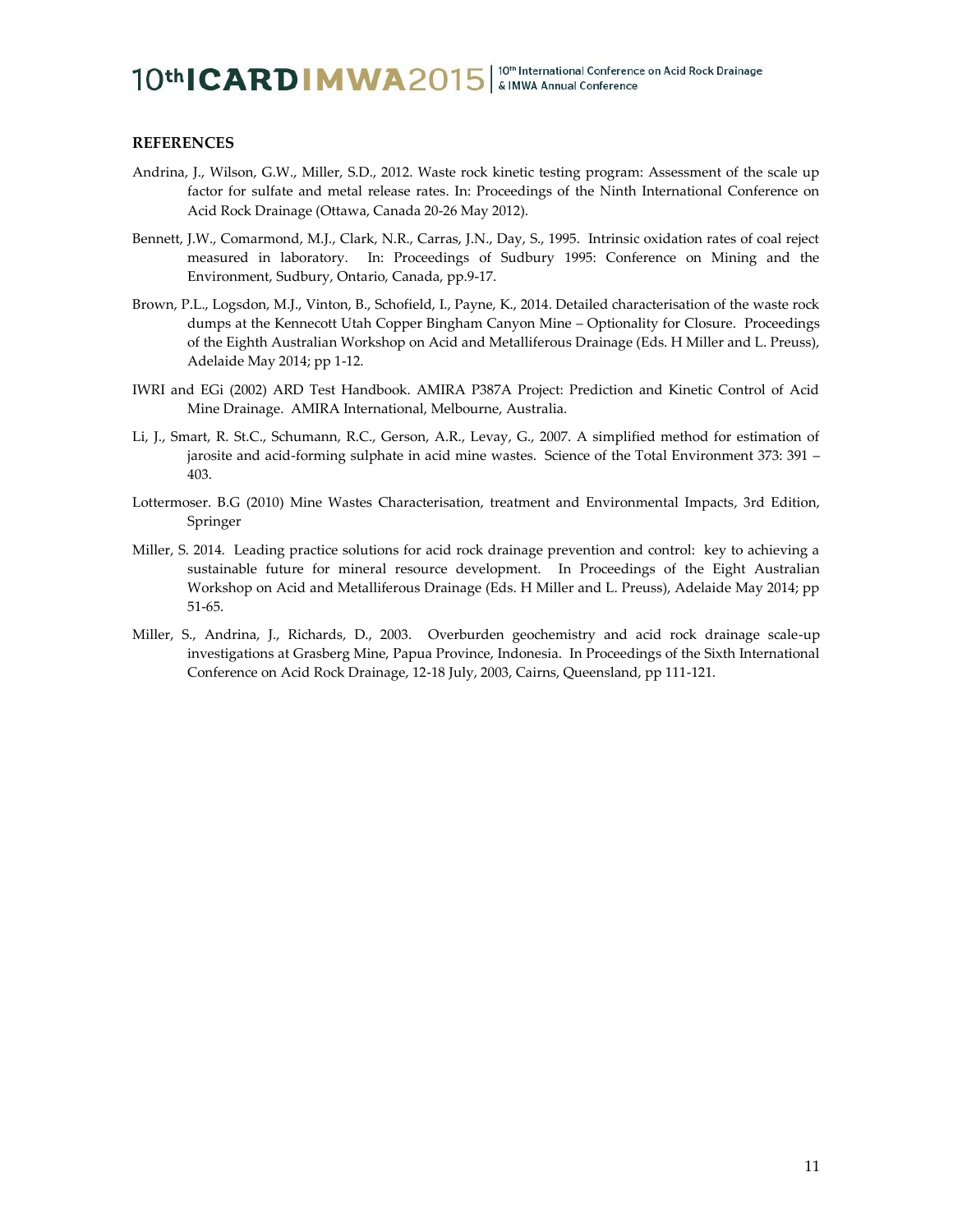## REFERENCES

Andrina, J., Wilson, G.W., Miller, S.D., 2012. Waste rock kinetic testing program: Assessment of the scale up factor for sulfate and metal release rates. In: Proceedings of the Ninth International Conference on Acid Rock Drainage (Ottawa, Canada 20-26 May 2012).

Bennett, J.W., Comarmond, M.J., Clark, N.R., Carras, J.N., Day, S., 1995. Intrinsic oxidation rates of coal reject measured in laboratory. In: Proceedings of Sudbury 1995: Conference on Mining and the Environment, Sudbury, Ontario, Canada, pp.9-17.

Brown, P.L., Logsdon, M.J., Vinton, B., Schofield, I., Payne, K., 2014. Detailed characterisation of the waste rock dumps at the Kennecott Utah Copper Bingham Canyon Mine – Optionality for Closure. Proceedings of the Eighth Australian Workshop on Acid and Metalliferous Drainage (Eds. H Miller and L. Preuss), Adelaide May 2014; pp 1-12.

IWRI and EGi (2002) ARD Test Handbook. AMIRA P387A Project: Prediction and Kinetic Control of Acid Mine Drainage. AMIRA International, Melbourne, Australia.

Li, J., Smart, R. St.C., Schumann, R.C., Gerson, A.R., Levay, G., 2007. A simplified method for estimation of jarosite and acid-forming sulphate in acid mine wastes. Science of the Total Environment 373: 391 – 403.

Lottermoser. B.G (2010) Mine Wastes Characterisation, treatment and Environmental Impacts, 3rd Edition, Springer

Miller, S. 2014. Leading practice solutions for acid rock drainage prevention and control: key to achieving a sustainable future for mineral resource development. In Proceedings of the Eight Australian Workshop on Acid and Metalliferous Drainage (Eds. H Miller and L. Preuss), Adelaide May 2014; pp 51-65.

Miller, S., Andrina, J., Richards, D., 2003. Overburden geochemistry and acid rock drainage scale-up investigations at Grasberg Mine, Papua Province, Indonesia. In Proceedings of the Sixth International Conference on Acid Rock Drainage, 12-18 July, 2003, Cairns, Queensland, pp 111-121.